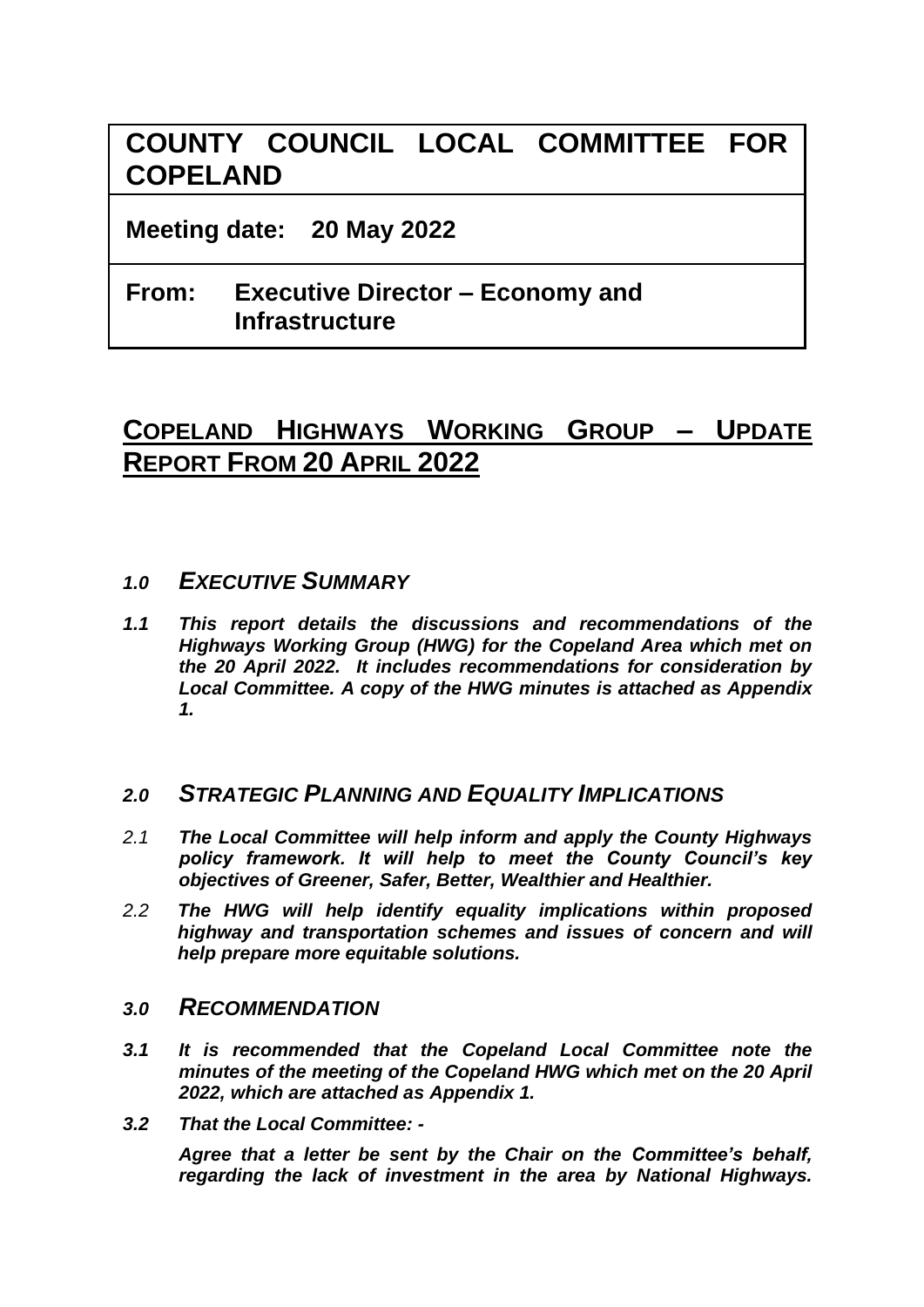| COUNTY COUNCIL LOCAL COMMITTEE FOR COPELAND |
| --- |
| **Meeting date: 20 May 2022** |
| **From: Executive Director – Economy and Infrastructure** |

# COPELAND HIGHWAYS WORKING GROUP – UPDATE REPORT FROM 20 APRIL 2022

## *1.0 EXECUTIVE SUMMARY*

***1.1*** ***This report details the discussions and recommendations of the Highways Working Group (HWG) for the Copeland Area which met on the 20 April 2022. It includes recommendations for consideration by Local Committee. A copy of the HWG minutes is attached as Appendix 1.***

## *2.0 STRATEGIC PLANNING AND EQUALITY IMPLICATIONS*

*2.1* ***The Local Committee will help inform and apply the County Highways policy framework. It will help to meet the County Council's key objectives of Greener, Safer, Better, Wealthier and Healthier.***

*2.2* ***The HWG will help identify equality implications within proposed highway and transportation schemes and issues of concern and will help prepare more equitable solutions.***

## *3.0 RECOMMENDATION*

***3.1*** ***It is recommended that the Copeland Local Committee note the minutes of the meeting of the Copeland HWG which met on the 20 April 2022, which are attached as Appendix 1.***

***3.2*** ***That the Local Committee: -***

***Agree that a letter be sent by the Chair on the Committee's behalf, regarding the lack of investment in the area by National Highways.***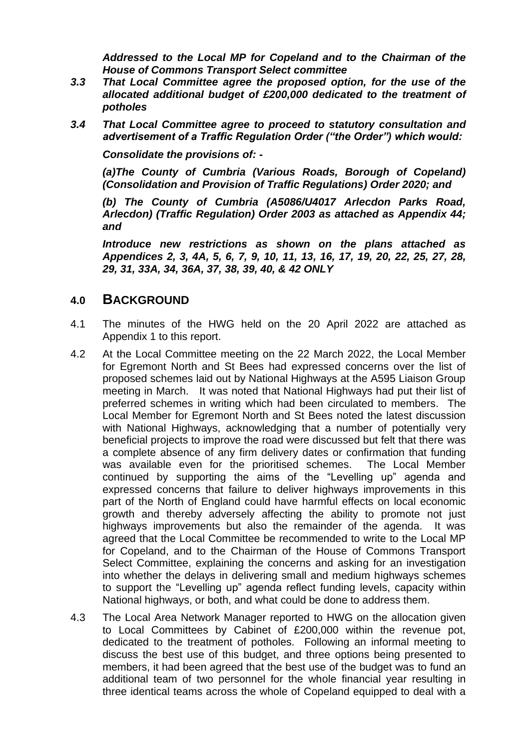***Addressed to the Local MP for Copeland and to the Chairman of the House of Commons Transport Select committee***

***3.3 That Local Committee agree the proposed option, for the use of the allocated additional budget of £200,000 dedicated to the treatment of potholes***

***3.4 That Local Committee agree to proceed to statutory consultation and advertisement of a Traffic Regulation Order ("the Order") which would:***

***Consolidate the provisions of: -***

***(a)The County of Cumbria (Various Roads, Borough of Copeland) (Consolidation and Provision of Traffic Regulations) Order 2020; and***

***(b) The County of Cumbria (A5086/U4017 Arlecdon Parks Road, Arlecdon) (Traffic Regulation) Order 2003 as attached as Appendix 44; and***

***Introduce new restrictions as shown on the plans attached as Appendices 2, 3, 4A, 5, 6, 7, 9, 10, 11, 13, 16, 17, 19, 20, 22, 25, 27, 28, 29, 31, 33A, 34, 36A, 37, 38, 39, 40, & 42 ONLY***

## 4.0 BACKGROUND

4.1 The minutes of the HWG held on the 20 April 2022 are attached as Appendix 1 to this report.

4.2 At the Local Committee meeting on the 22 March 2022, the Local Member for Egremont North and St Bees had expressed concerns over the list of proposed schemes laid out by National Highways at the A595 Liaison Group meeting in March. It was noted that National Highways had put their list of preferred schemes in writing which had been circulated to members. The Local Member for Egremont North and St Bees noted the latest discussion with National Highways, acknowledging that a number of potentially very beneficial projects to improve the road were discussed but felt that there was a complete absence of any firm delivery dates or confirmation that funding was available even for the prioritised schemes. The Local Member continued by supporting the aims of the "Levelling up" agenda and expressed concerns that failure to deliver highways improvements in this part of the North of England could have harmful effects on local economic growth and thereby adversely affecting the ability to promote not just highways improvements but also the remainder of the agenda. It was agreed that the Local Committee be recommended to write to the Local MP for Copeland, and to the Chairman of the House of Commons Transport Select Committee, explaining the concerns and asking for an investigation into whether the delays in delivering small and medium highways schemes to support the "Levelling up" agenda reflect funding levels, capacity within National highways, or both, and what could be done to address them.

4.3 The Local Area Network Manager reported to HWG on the allocation given to Local Committees by Cabinet of £200,000 within the revenue pot, dedicated to the treatment of potholes. Following an informal meeting to discuss the best use of this budget, and three options being presented to members, it had been agreed that the best use of the budget was to fund an additional team of two personnel for the whole financial year resulting in three identical teams across the whole of Copeland equipped to deal with a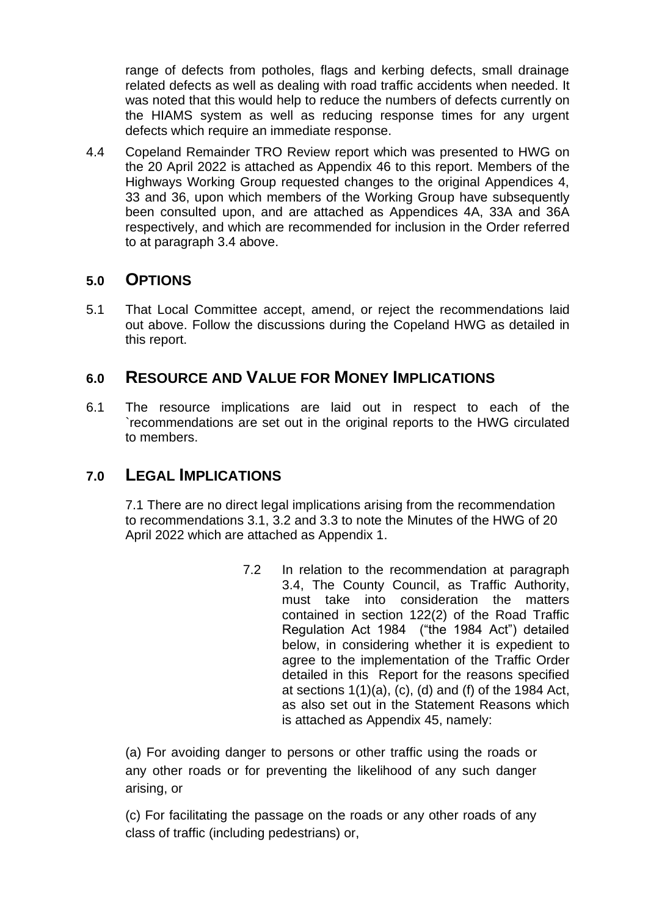range of defects from potholes, flags and kerbing defects, small drainage related defects as well as dealing with road traffic accidents when needed. It was noted that this would help to reduce the numbers of defects currently on the HIAMS system as well as reducing response times for any urgent defects which require an immediate response.

4.4 Copeland Remainder TRO Review report which was presented to HWG on the 20 April 2022 is attached as Appendix 46 to this report. Members of the Highways Working Group requested changes to the original Appendices 4, 33 and 36, upon which members of the Working Group have subsequently been consulted upon, and are attached as Appendices 4A, 33A and 36A respectively, and which are recommended for inclusion in the Order referred to at paragraph 3.4 above.

## 5.0 OPTIONS

5.1 That Local Committee accept, amend, or reject the recommendations laid out above. Follow the discussions during the Copeland HWG as detailed in this report.

## 6.0 RESOURCE AND VALUE FOR MONEY IMPLICATIONS

6.1 The resource implications are laid out in respect to each of the `recommendations are set out in the original reports to the HWG circulated to members.

## 7.0 LEGAL IMPLICATIONS

7.1 There are no direct legal implications arising from the recommendation to recommendations 3.1, 3.2 and 3.3 to note the Minutes of the HWG of 20 April 2022 which are attached as Appendix 1.

7.2 In relation to the recommendation at paragraph 3.4, The County Council, as Traffic Authority, must take into consideration the matters contained in section 122(2) of the Road Traffic Regulation Act 1984 ("the 1984 Act") detailed below, in considering whether it is expedient to agree to the implementation of the Traffic Order detailed in this Report for the reasons specified at sections 1(1)(a), (c), (d) and (f) of the 1984 Act, as also set out in the Statement Reasons which is attached as Appendix 45, namely:

(a) For avoiding danger to persons or other traffic using the roads or any other roads or for preventing the likelihood of any such danger arising, or

(c) For facilitating the passage on the roads or any other roads of any class of traffic (including pedestrians) or,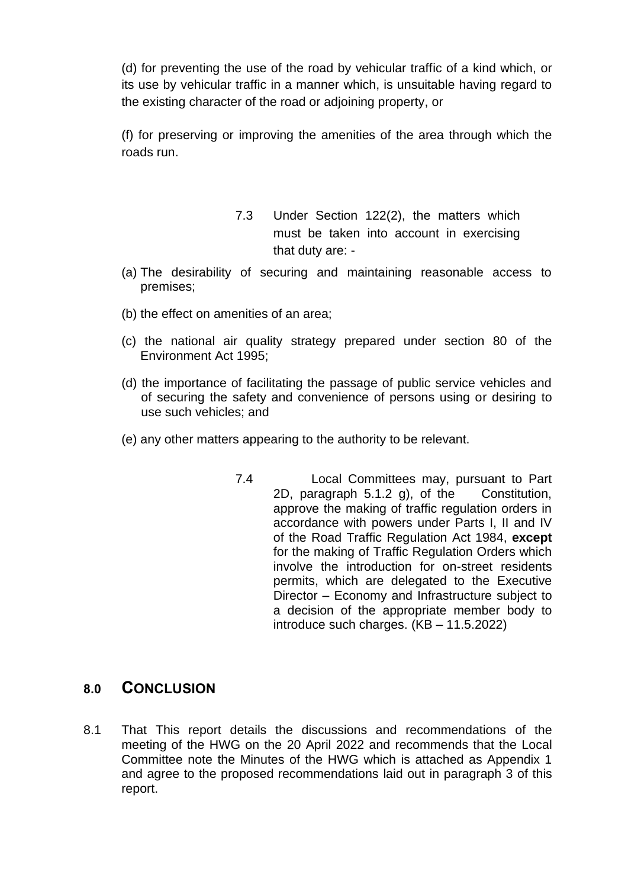(d) for preventing the use of the road by vehicular traffic of a kind which, or its use by vehicular traffic in a manner which, is unsuitable having regard to the existing character of the road or adjoining property, or

(f) for preserving or improving the amenities of the area through which the roads run.

7.3 Under Section 122(2), the matters which must be taken into account in exercising that duty are: -

(a) The desirability of securing and maintaining reasonable access to premises;

(b) the effect on amenities of an area;

(c) the national air quality strategy prepared under section 80 of the Environment Act 1995;

(d) the importance of facilitating the passage of public service vehicles and of securing the safety and convenience of persons using or desiring to use such vehicles; and

(e) any other matters appearing to the authority to be relevant.

7.4 Local Committees may, pursuant to Part 2D, paragraph 5.1.2 g), of the Constitution, approve the making of traffic regulation orders in accordance with powers under Parts I, II and IV of the Road Traffic Regulation Act 1984, **except** for the making of Traffic Regulation Orders which involve the introduction for on-street residents permits, which are delegated to the Executive Director – Economy and Infrastructure subject to a decision of the appropriate member body to introduce such charges. (KB – 11.5.2022)

## 8.0 CONCLUSION

8.1 That This report details the discussions and recommendations of the meeting of the HWG on the 20 April 2022 and recommends that the Local Committee note the Minutes of the HWG which is attached as Appendix 1 and agree to the proposed recommendations laid out in paragraph 3 of this report.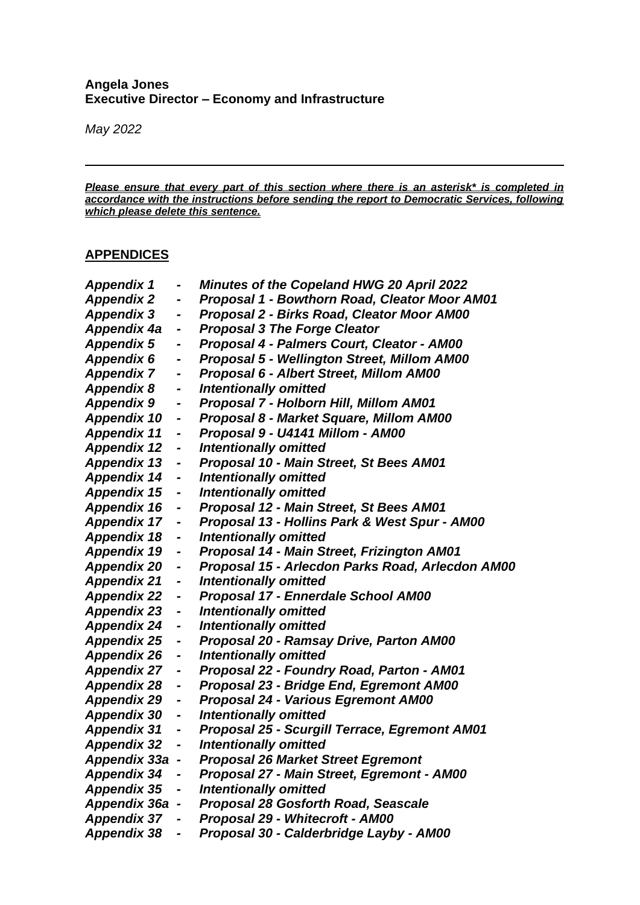**Angela Jones**
**Executive Director – Economy and Infrastructure**

*May 2022*

---

***Please ensure that every part of this section where there is an asterisk* is completed in accordance with the instructions before sending the report to Democratic Services, following which please delete this sentence.***

## APPENDICES

***Appendix 1 - Minutes of the Copeland HWG 20 April 2022***
***Appendix 2 - Proposal 1 - Bowthorn Road, Cleator Moor AM01***
***Appendix 3 - Proposal 2 - Birks Road, Cleator Moor AM00***
***Appendix 4a - Proposal 3 The Forge Cleator***
***Appendix 5 - Proposal 4 - Palmers Court, Cleator - AM00***
***Appendix 6 - Proposal 5 - Wellington Street, Millom AM00***
***Appendix 7 - Proposal 6 - Albert Street, Millom AM00***
***Appendix 8 - Intentionally omitted***
***Appendix 9 - Proposal 7 - Holborn Hill, Millom AM01***
***Appendix 10 - Proposal 8 - Market Square, Millom AM00***
***Appendix 11 - Proposal 9 - U4141 Millom - AM00***
***Appendix 12 - Intentionally omitted***
***Appendix 13 - Proposal 10 - Main Street, St Bees AM01***
***Appendix 14 - Intentionally omitted***
***Appendix 15 - Intentionally omitted***
***Appendix 16 - Proposal 12 - Main Street, St Bees AM01***
***Appendix 17 - Proposal 13 - Hollins Park & West Spur - AM00***
***Appendix 18 - Intentionally omitted***
***Appendix 19 - Proposal 14 - Main Street, Frizington AM01***
***Appendix 20 - Proposal 15 - Arlecdon Parks Road, Arlecdon AM00***
***Appendix 21 - Intentionally omitted***
***Appendix 22 - Proposal 17 - Ennerdale School AM00***
***Appendix 23 - Intentionally omitted***
***Appendix 24 - Intentionally omitted***
***Appendix 25 - Proposal 20 - Ramsay Drive, Parton AM00***
***Appendix 26 - Intentionally omitted***
***Appendix 27 - Proposal 22 - Foundry Road, Parton - AM01***
***Appendix 28 - Proposal 23 - Bridge End, Egremont AM00***
***Appendix 29 - Proposal 24 - Various Egremont AM00***
***Appendix 30 - Intentionally omitted***
***Appendix 31 - Proposal 25 - Scurgill Terrace, Egremont AM01***
***Appendix 32 - Intentionally omitted***
***Appendix 33a - Proposal 26 Market Street Egremont***
***Appendix 34 - Proposal 27 - Main Street, Egremont - AM00***
***Appendix 35 - Intentionally omitted***
***Appendix 36a - Proposal 28 Gosforth Road, Seascale***
***Appendix 37 - Proposal 29 - Whitecroft - AM00***
***Appendix 38 - Proposal 30 - Calderbridge Layby - AM00***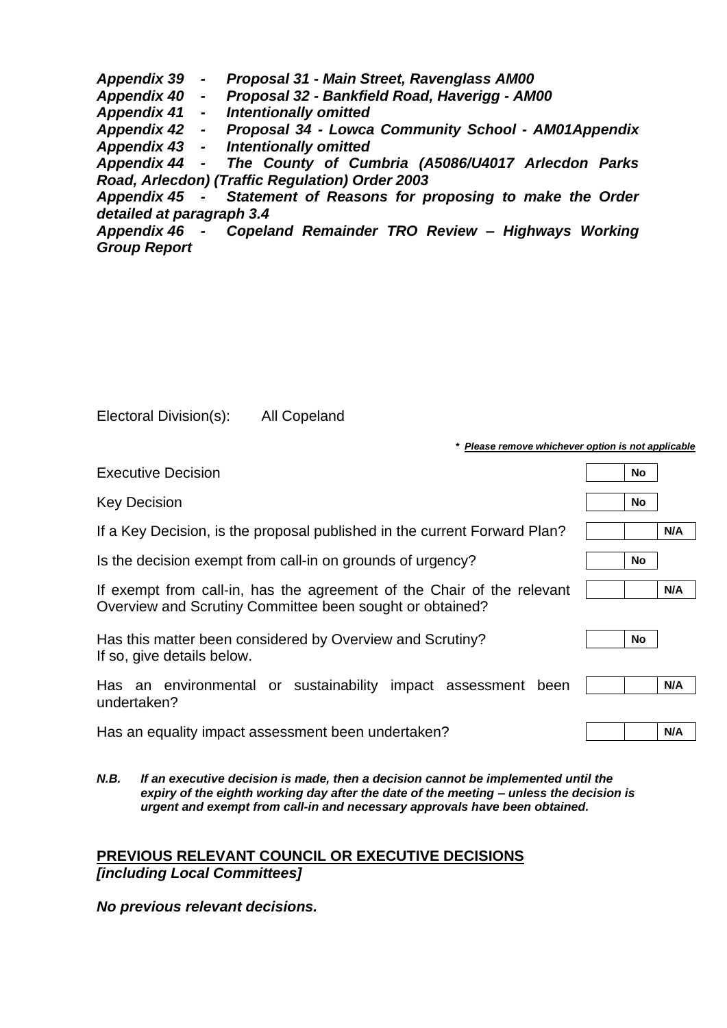***Appendix 39 - Proposal 31 - Main Street, Ravenglass AM00***
***Appendix 40 - Proposal 32 - Bankfield Road, Haverigg - AM00***
***Appendix 41 - Intentionally omitted***
***Appendix 42 - Proposal 34 - Lowca Community School - AM01Appendix***
***Appendix 43 - Intentionally omitted***
***Appendix 44 - The County of Cumbria (A5086/U4017 Arlecdon Parks Road, Arlecdon) (Traffic Regulation) Order 2003***
***Appendix 45 - Statement of Reasons for proposing to make the Order detailed at paragraph 3.4***
***Appendix 46 - Copeland Remainder TRO Review – Highways Working Group Report***

Electoral Division(s): All Copeland

**\*** ***Please remove whichever option is not applicable***

| | | | |
|---|---|---|---|
| Executive Decision | | **No** | |
| Key Decision | | **No** | |
| If a Key Decision, is the proposal published in the current Forward Plan? | | | **N/A** |
| Is the decision exempt from call-in on grounds of urgency? | | **No** | |
| If exempt from call-in, has the agreement of the Chair of the relevant Overview and Scrutiny Committee been sought or obtained? | | | **N/A** |
| Has this matter been considered by Overview and Scrutiny? If so, give details below. | | **No** | |
| Has an environmental or sustainability impact assessment been undertaken? | | | **N/A** |
| Has an equality impact assessment been undertaken? | | | **N/A** |

***N.B. If an executive decision is made, then a decision cannot be implemented until the expiry of the eighth working day after the date of the meeting – unless the decision is urgent and exempt from call-in and necessary approvals have been obtained.***

## PREVIOUS RELEVANT COUNCIL OR EXECUTIVE DECISIONS
***[including Local Committees]***

***No previous relevant decisions.***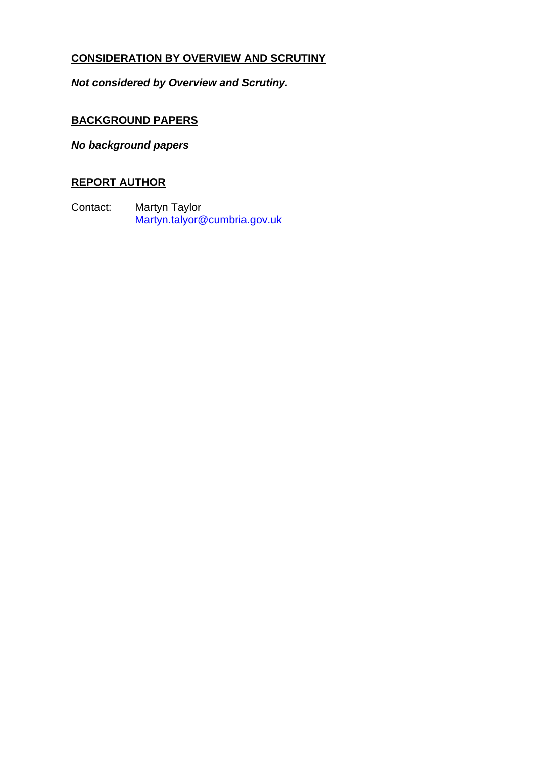## CONSIDERATION BY OVERVIEW AND SCRUTINY

***Not considered by Overview and Scrutiny.***

## BACKGROUND PAPERS

***No background papers***

## REPORT AUTHOR

Contact: Martyn Taylor
Martyn.talyor@cumbria.gov.uk